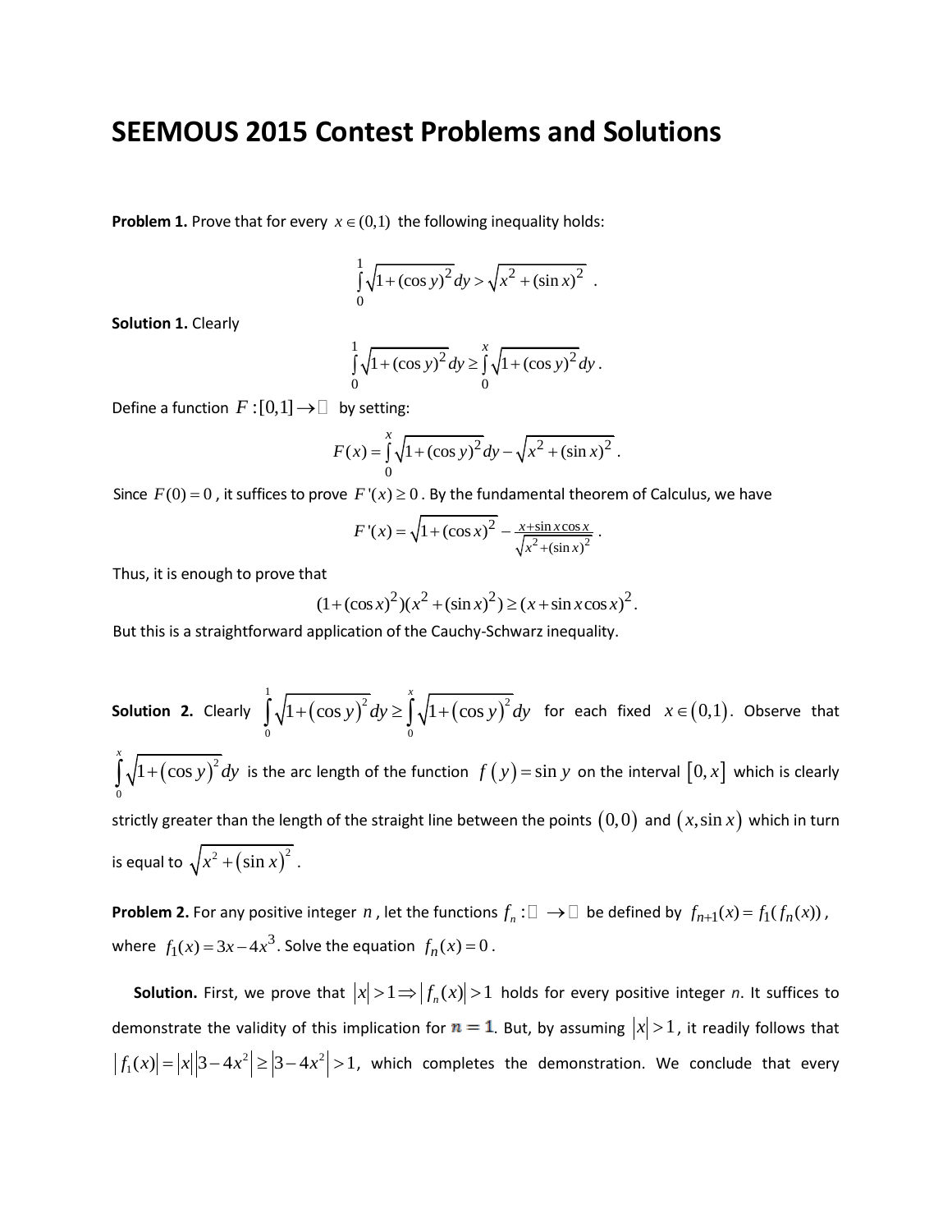# SEEMOUS 2015 Contest Problems and Solutions

**Problem 1.** Prove that for every $x \in (0,1)$ the following inequality holds:

$$\int_0^1 \sqrt{1+(\cos y)^2}\,dy > \sqrt{x^2+(\sin x)^2}\ .$$

**Solution 1.** Clearly

$$\int_0^1 \sqrt{1+(\cos y)^2}\,dy \ge \int_0^x \sqrt{1+(\cos y)^2}\,dy\,.$$

Define a function $F:[0,1]\to \mathbb{R}$ by setting:

$$F(x) = \int_0^x \sqrt{1+(\cos y)^2}\,dy - \sqrt{x^2+(\sin x)^2}\,.$$

Since $F(0)=0$, it suffices to prove $F'(x)\ge 0$. By the fundamental theorem of Calculus, we have

$$F'(x) = \sqrt{1+(\cos x)^2} - \frac{x+\sin x\cos x}{\sqrt{x^2+(\sin x)^2}}\,.$$

Thus, it is enough to prove that

$$(1+(\cos x)^2)(x^2+(\sin x)^2) \ge (x+\sin x\cos x)^2.$$

But this is a straightforward application of the Cauchy-Schwarz inequality.

**Solution 2.** Clearly $\int_0^1 \sqrt{1+(\cos y)^2}\,dy \ge \int_0^x \sqrt{1+(\cos y)^2}\,dy$ for each fixed $x\in(0,1)$. Observe that $\int_0^x \sqrt{1+(\cos y)^2}\,dy$ is the arc length of the function $f(y)=\sin y$ on the interval $[0,x]$ which is clearly strictly greater than the length of the straight line between the points $(0,0)$ and $(x,\sin x)$ which in turn is equal to $\sqrt{x^2+(\sin x)^2}$.

**Problem 2.** For any positive integer $n$, let the functions $f_n:\mathbb{R}\to\mathbb{R}$ be defined by $f_{n+1}(x)=f_1(f_n(x))$, where $f_1(x)=3x-4x^3$. Solve the equation $f_n(x)=0$.

**Solution.** First, we prove that $|x|>1 \Rightarrow |f_n(x)|>1$ holds for every positive integer *n*. It suffices to demonstrate the validity of this implication for $n=1$. But, by assuming $|x|>1$, it readily follows that $|f_1(x)|=|x||3-4x^2|\ge|3-4x^2|>1$, which completes the demonstration. We conclude that every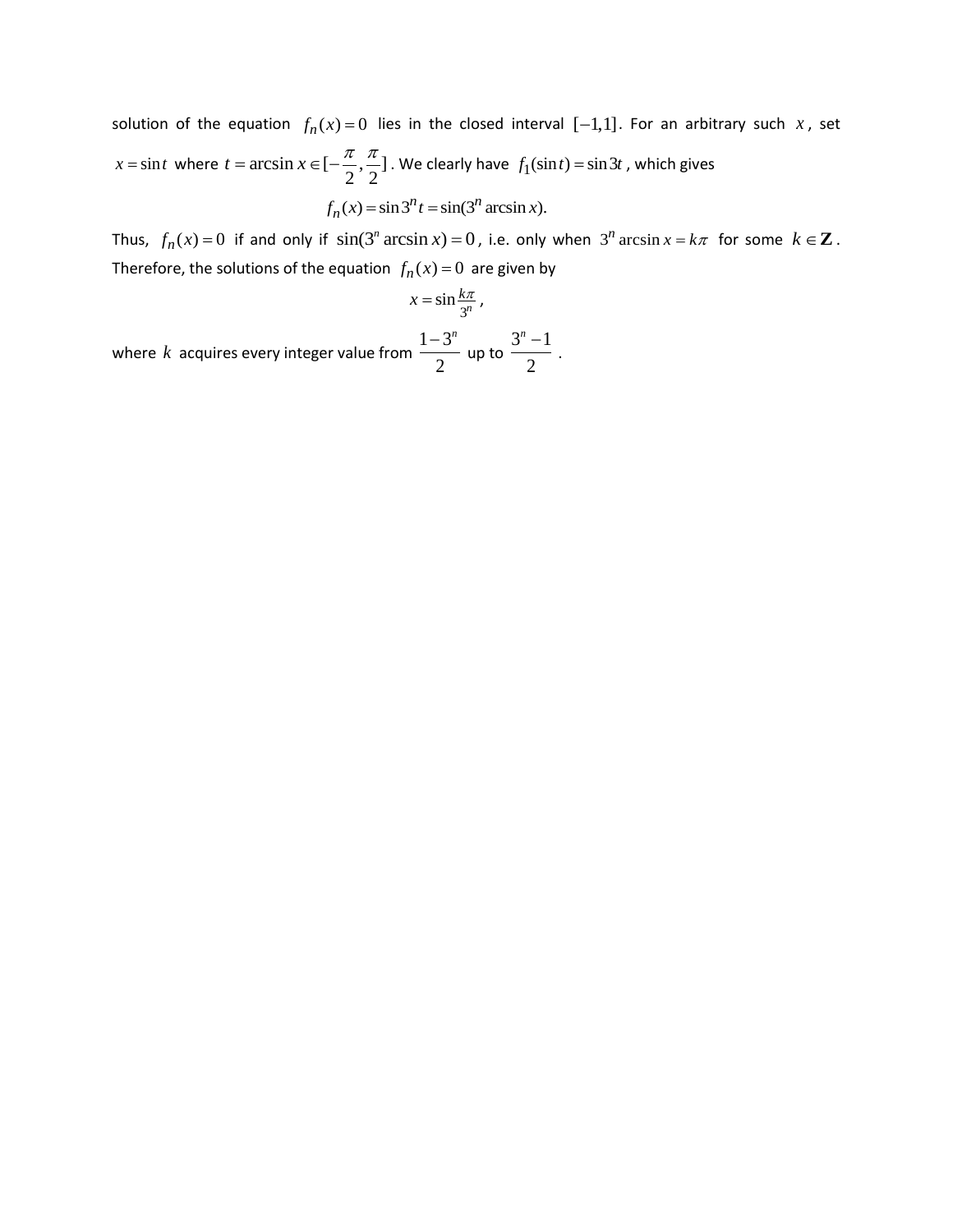solution of the equation $f_n(x)=0$ lies in the closed interval $[-1,1]$. For an arbitrary such $x$, set $x=\sin t$ where $t=\arcsin x\in[-\frac{\pi}{2},\frac{\pi}{2}]$. We clearly have $f_1(\sin t)=\sin 3t$, which gives

$$f_n(x)=\sin 3^n t=\sin(3^n \arcsin x).$$

Thus, $f_n(x)=0$ if and only if $\sin(3^n \arcsin x)=0$, i.e. only when $3^n \arcsin x=k\pi$ for some $k\in\mathbf{Z}$. Therefore, the solutions of the equation $f_n(x)=0$ are given by

$$x=\sin\frac{k\pi}{3^n},$$

where $k$ acquires every integer value from $\dfrac{1-3^n}{2}$ up to $\dfrac{3^n-1}{2}$.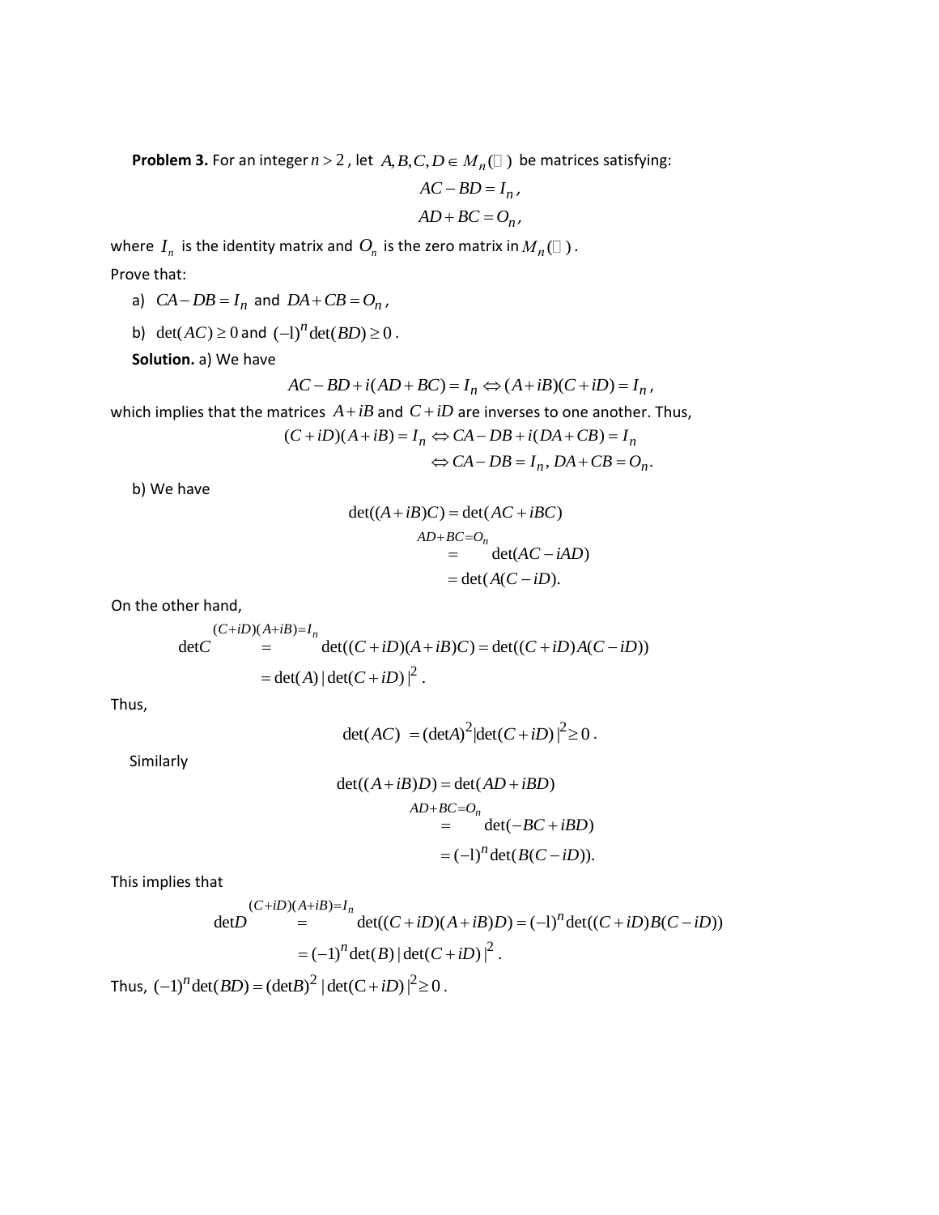**Problem 3.** For an integer $n > 2$, let $A, B, C, D \in M_n(\mathbb{R})$ be matrices satisfying:

$$AC - BD = I_n,$$
$$AD + BC = O_n,$$

where $I_n$ is the identity matrix and $O_n$ is the zero matrix in $M_n(\mathbb{R})$.

Prove that:

a) $CA - DB = I_n$ and $DA + CB = O_n$,

b) $\det(AC) \geq 0$ and $(-1)^n \det(BD) \geq 0$.

**Solution.** a) We have

$$AC - BD + i(AD + BC) = I_n \Leftrightarrow (A + iB)(C + iD) = I_n,$$

which implies that the matrices $A + iB$ and $C + iD$ are inverses to one another. Thus,

$$(C + iD)(A + iB) = I_n \Leftrightarrow CA - DB + i(DA + CB) = I_n$$
$$\Leftrightarrow CA - DB = I_n,\ DA + CB = O_n.$$

b) We have

$$\begin{aligned}\det((A + iB)C) &= \det(AC + iBC)\\ &\overset{AD+BC=O_n}{=} \det(AC - iAD)\\ &= \det(A(C - iD)).\end{aligned}$$

On the other hand,

$$\begin{aligned}\det C &\overset{(C+iD)(A+iB)=I_n}{=} \det((C + iD)(A + iB)C) = \det((C + iD)A(C - iD))\\ &= \det(A)\,|\det(C + iD)|^2.\end{aligned}$$

Thus,

$$\det(AC) = (\det A)^2 |\det(C + iD)|^2 \geq 0.$$

Similarly

$$\begin{aligned}\det((A + iB)D) &= \det(AD + iBD)\\ &\overset{AD+BC=O_n}{=} \det(-BC + iBD)\\ &= (-1)^n \det(B(C - iD)).\end{aligned}$$

This implies that

$$\begin{aligned}\det D &\overset{(C+iD)(A+iB)=I_n}{=} \det((C + iD)(A + iB)D) = (-1)^n \det((C + iD)B(C - iD))\\ &= (-1)^n \det(B)\,|\det(C + iD)|^2.\end{aligned}$$

Thus, $(-1)^n \det(BD) = (\det B)^2\,|\det(C + iD)|^2 \geq 0$.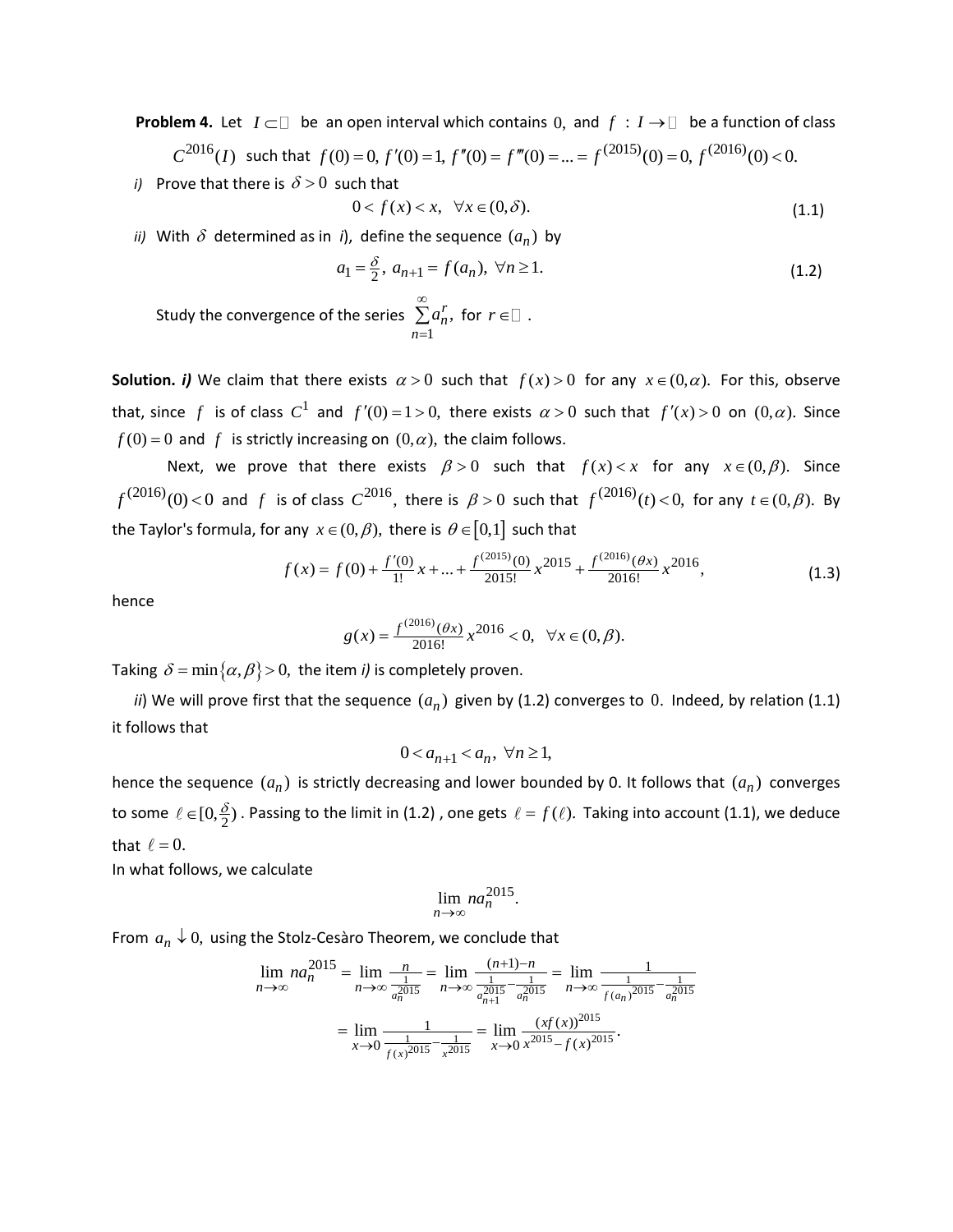**Problem 4.** Let $I \subset \mathbb{R}$ be an open interval which contains $0$, and $f : I \to \mathbb{R}$ be a function of class $C^{2016}(I)$ such that $f(0) = 0,\ f'(0) = 1,\ f''(0) = f'''(0) = ... = f^{(2015)}(0) = 0,\ f^{(2016)}(0) < 0.$

*i)* Prove that there is $\delta > 0$ such that

$$0 < f(x) < x, \quad \forall x \in (0, \delta). \tag{1.1}$$

*ii)* With $\delta$ determined as in *i*), define the sequence $(a_n)$ by

$$a_1 = \tfrac{\delta}{2},\ a_{n+1} = f(a_n),\ \forall n \geq 1. \tag{1.2}$$

Study the convergence of the series $\sum_{n=1}^{\infty} a_n^r$, for $r \in \mathbb{R}$.

**Solution.** ***i)*** We claim that there exists $\alpha > 0$ such that $f(x) > 0$ for any $x \in (0, \alpha)$. For this, observe that, since $f$ is of class $C^1$ and $f'(0) = 1 > 0$, there exists $\alpha > 0$ such that $f'(x) > 0$ on $(0, \alpha)$. Since $f(0) = 0$ and $f$ is strictly increasing on $(0, \alpha)$, the claim follows.

Next, we prove that there exists $\beta > 0$ such that $f(x) < x$ for any $x \in (0, \beta)$. Since $f^{(2016)}(0) < 0$ and $f$ is of class $C^{2016}$, there is $\beta > 0$ such that $f^{(2016)}(t) < 0$, for any $t \in (0, \beta)$. By the Taylor's formula, for any $x \in (0, \beta)$, there is $\theta \in [0,1]$ such that

$$f(x) = f(0) + \tfrac{f'(0)}{1!} x + ... + \tfrac{f^{(2015)}(0)}{2015!} x^{2015} + \tfrac{f^{(2016)}(\theta x)}{2016!} x^{2016}, \tag{1.3}$$

hence

$$g(x) = \tfrac{f^{(2016)}(\theta x)}{2016!} x^{2016} < 0, \quad \forall x \in (0, \beta).$$

Taking $\delta = \min\{\alpha, \beta\} > 0$, the item *i)* is completely proven.

*ii*) We will prove first that the sequence $(a_n)$ given by (1.2) converges to $0$. Indeed, by relation (1.1) it follows that

$$0 < a_{n+1} < a_n,\ \forall n \geq 1,$$

hence the sequence $(a_n)$ is strictly decreasing and lower bounded by 0. It follows that $(a_n)$ converges to some $\ell \in [0, \tfrac{\delta}{2})$. Passing to the limit in (1.2), one gets $\ell = f(\ell)$. Taking into account (1.1), we deduce that $\ell = 0$.

In what follows, we calculate

$$\lim_{n \to \infty} n a_n^{2015}.$$

From $a_n \downarrow 0$, using the Stolz-Cesàro Theorem, we conclude that

$$\lim_{n \to \infty} n a_n^{2015} = \lim_{n \to \infty} \frac{n}{\frac{1}{a_n^{2015}}} = \lim_{n \to \infty} \frac{(n+1) - n}{\frac{1}{a_{n+1}^{2015}} - \frac{1}{a_n^{2015}}} = \lim_{n \to \infty} \frac{1}{\frac{1}{f(a_n)^{2015}} - \frac{1}{a_n^{2015}}}$$

$$= \lim_{x \to 0} \frac{1}{\frac{1}{f(x)^{2015}} - \frac{1}{x^{2015}}} = \lim_{x \to 0} \frac{(x f(x))^{2015}}{x^{2015} - f(x)^{2015}}.$$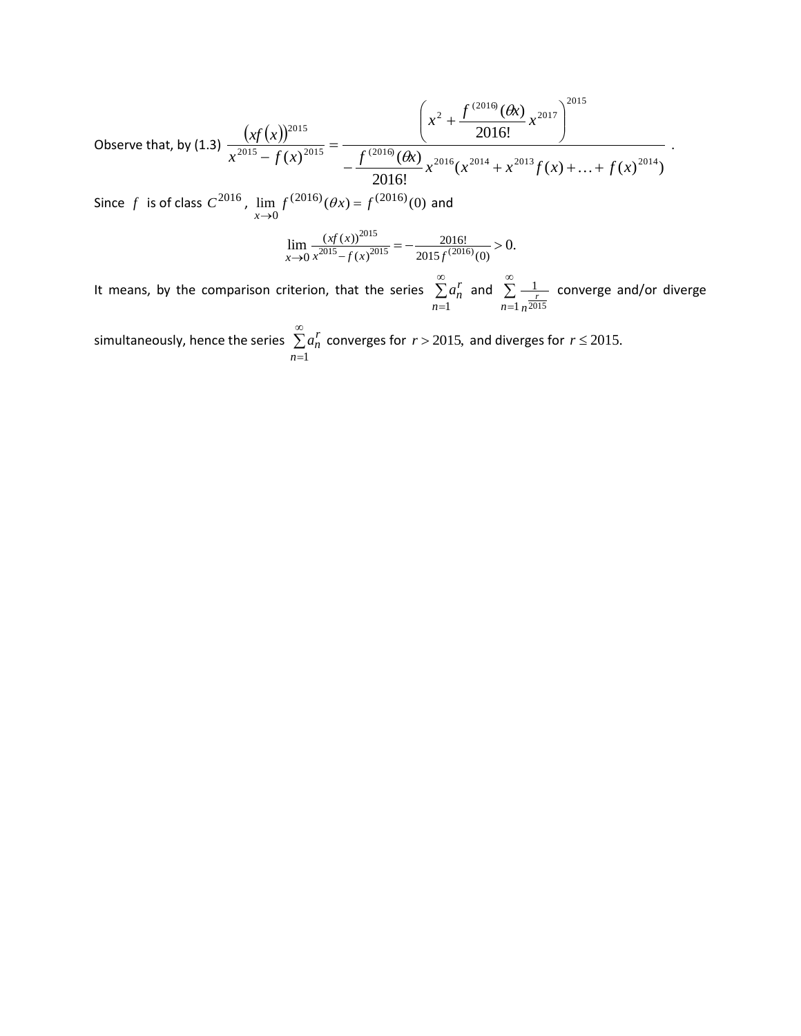Observe that, by (1.3) $\dfrac{\left(xf\left(x\right)\right)^{2015}}{x^{2015}-f(x)^{2015}}=\dfrac{\left(x^2+\dfrac{f^{(2016)}(\theta x)}{2016!}x^{2017}\right)^{2015}}{-\dfrac{f^{(2016)}(\theta x)}{2016!}x^{2016}(x^{2014}+x^{2013}f(x)+\ldots+f(x)^{2014})}$ .

Since $f$ is of class $C^{2016}$, $\lim\limits_{x\to 0} f^{(2016)}(\theta x)= f^{(2016)}(0)$ and

$$\lim_{x\to 0}\frac{(xf(x))^{2015}}{x^{2015}-f(x)^{2015}}=-\frac{2016!}{2015\,f^{(2016)}(0)}>0.$$

It means, by the comparison criterion, that the series $\sum\limits_{n=1}^{\infty}a_n^r$ and $\sum\limits_{n=1}^{\infty}\dfrac{1}{n^{\frac{r}{2015}}}$ converge and/or diverge simultaneously, hence the series $\sum\limits_{n=1}^{\infty}a_n^r$ converges for $r>2015,$ and diverges for $r\le 2015.$